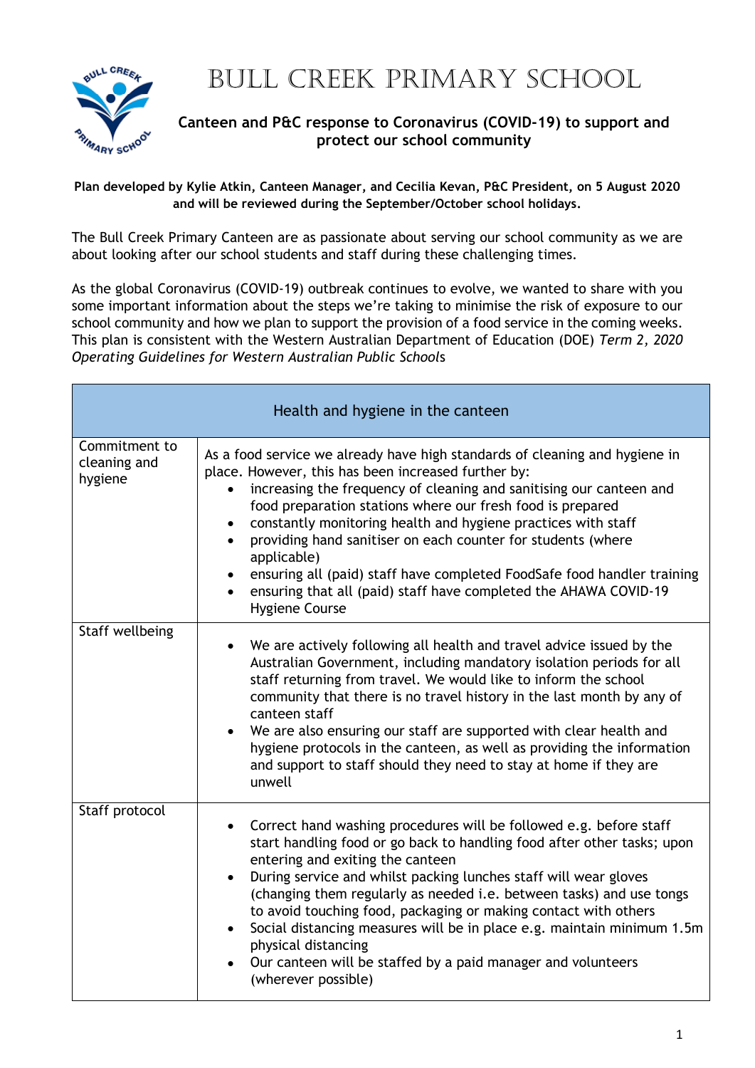# Bull Creek Primary School

## Canteen and P&C response to Coronavirus (COVID-19) to support and protect our school community

**Plan developed by Kylie Atkin, Canteen Manager, and Cecilia Kevan, P&C President, on 5 August 2020 and will be reviewed during the September/October school holidays.**

The Bull Creek Primary Canteen are as passionate about serving our school community as we are about looking after our school students and staff during these challenging times.

As the global Coronavirus (COVID-19) outbreak continues to evolve, we wanted to share with you some important information about the steps we're taking to minimise the risk of exposure to our school community and how we plan to support the provision of a food service in the coming weeks. This plan is consistent with the Western Australian Department of Education (DOE) *Term 2, 2020 Operating Guidelines for Western Australian Public Schools*

| Health and hygiene in the canteen | |
|---|---|
| Commitment to cleaning and hygiene | As a food service we already have high standards of cleaning and hygiene in place. However, this has been increased further by:<br>• increasing the frequency of cleaning and sanitising our canteen and food preparation stations where our fresh food is prepared<br>• constantly monitoring health and hygiene practices with staff<br>• providing hand sanitiser on each counter for students (where applicable)<br>• ensuring all (paid) staff have completed FoodSafe food handler training<br>• ensuring that all (paid) staff have completed the AHAWA COVID-19 Hygiene Course |
| Staff wellbeing | • We are actively following all health and travel advice issued by the Australian Government, including mandatory isolation periods for all staff returning from travel. We would like to inform the school community that there is no travel history in the last month by any of canteen staff<br>• We are also ensuring our staff are supported with clear health and hygiene protocols in the canteen, as well as providing the information and support to staff should they need to stay at home if they are unwell |
| Staff protocol | • Correct hand washing procedures will be followed e.g. before staff start handling food or go back to handling food after other tasks; upon entering and exiting the canteen<br>• During service and whilst packing lunches staff will wear gloves (changing them regularly as needed i.e. between tasks) and use tongs to avoid touching food, packaging or making contact with others<br>• Social distancing measures will be in place e.g. maintain minimum 1.5m physical distancing<br>• Our canteen will be staffed by a paid manager and volunteers (wherever possible) |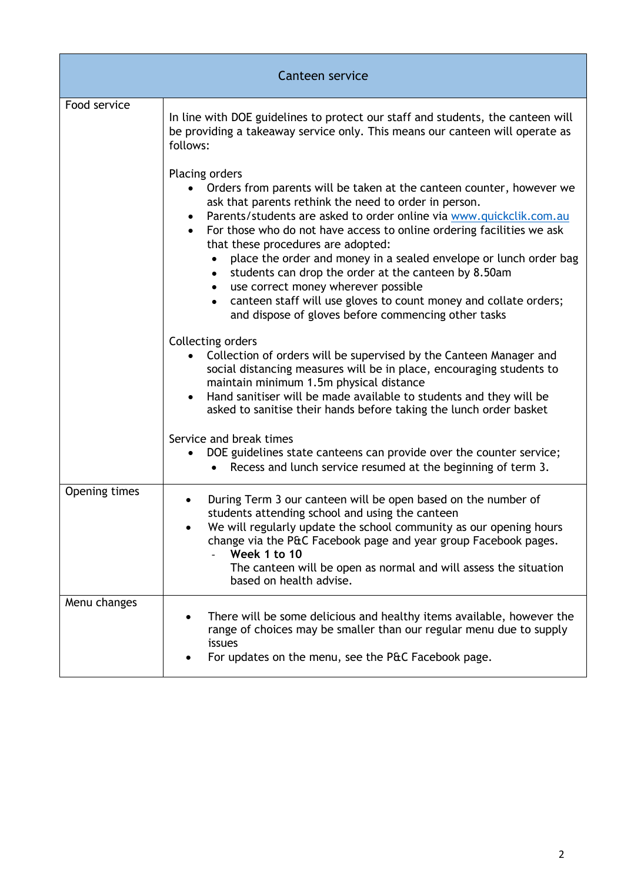| Canteen service | |
|---|---|
| Food service | In line with DOE guidelines to protect our staff and students, the canteen will be providing a takeaway service only. This means our canteen will operate as follows:<br><br>Placing orders<br>• Orders from parents will be taken at the canteen counter, however we ask that parents rethink the need to order in person.<br>• Parents/students are asked to order online via www.quickclik.com.au<br>• For those who do not have access to online ordering facilities we ask that these procedures are adopted:<br>&nbsp;&nbsp;• place the order and money in a sealed envelope or lunch order bag<br>&nbsp;&nbsp;• students can drop the order at the canteen by 8.50am<br>&nbsp;&nbsp;• use correct money wherever possible<br>&nbsp;&nbsp;• canteen staff will use gloves to count money and collate orders; and dispose of gloves before commencing other tasks<br><br>Collecting orders<br>• Collection of orders will be supervised by the Canteen Manager and social distancing measures will be in place, encouraging students to maintain minimum 1.5m physical distance<br>• Hand sanitiser will be made available to students and they will be asked to sanitise their hands before taking the lunch order basket<br><br>Service and break times<br>• DOE guidelines state canteens can provide over the counter service;<br>&nbsp;&nbsp;• Recess and lunch service resumed at the beginning of term 3. |
| Opening times | • During Term 3 our canteen will be open based on the number of students attending school and using the canteen<br>• We will regularly update the school community as our opening hours change via the P&C Facebook page and year group Facebook pages.<br>&nbsp;&nbsp;- **Week 1 to 10**<br>&nbsp;&nbsp;The canteen will be open as normal and will assess the situation based on health advise. |
| Menu changes | • There will be some delicious and healthy items available, however the range of choices may be smaller than our regular menu due to supply issues<br>• For updates on the menu, see the P&C Facebook page. |